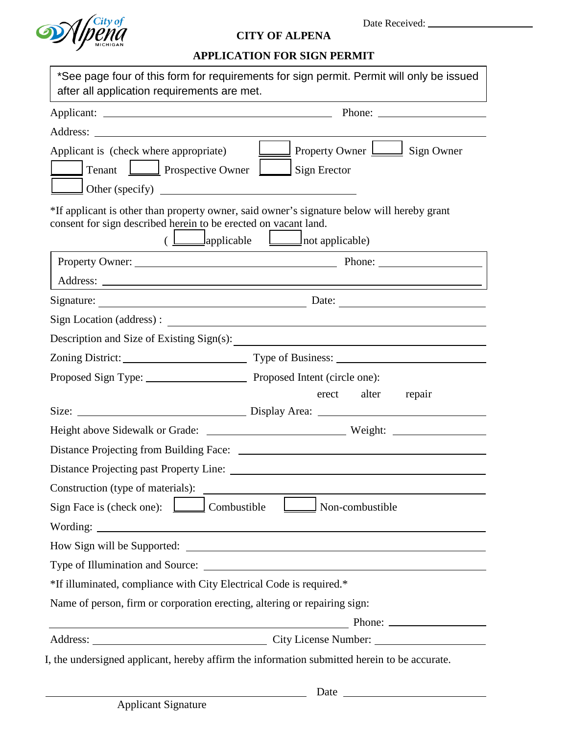Date Received: ____________________

# CITY OF ALPENA

## APPLICATION FOR SIGN PERMIT

*See page four of this form for requirements for sign permit. Permit will only be issued after all application requirements are met.

Applicant: ______________________________ Phone: ______________

Address: ______________________________________________

Applicant is (check where appropriate) ☐ Property Owner ☐ Sign Owner ☐ Tenant ☐ Prospective Owner ☐ Sign Erector ☐ Other (specify) ______________________

*If applicant is other than property owner, said owner's signature below will hereby grant consent for sign described herein to be erected on vacant land.

( ☐ applicable ☐ not applicable)

Property Owner: ______________________________ Phone: ______________

Address: ______________________________________________

Signature: ______________________________ Date: ______________

Sign Location (address) : ______________________________________________

Description and Size of Existing Sign(s): ______________________________

Zoning District: ______________ Type of Business: ______________________

Proposed Sign Type: ______________ Proposed Intent (circle one):
erect alter repair

Size: ______________________ Display Area: ______________________

Height above Sidewalk or Grade: ______________ Weight: ______________

Distance Projecting from Building Face: ______________________________

Distance Projecting past Property Line: ______________________________

Construction (type of materials): ______________________________

Sign Face is (check one): ☐ Combustible ☐ Non-combustible

Wording: ______________________________________________

How Sign will be Supported: ______________________________

Type of Illumination and Source: ______________________________

*If illuminated, compliance with City Electrical Code is required.*

Name of person, firm or corporation erecting, altering or repairing sign:

______________________________________________ Phone: ______________

Address: ______________________ City License Number: ______________

I, the undersigned applicant, hereby affirm the information submitted herein to be accurate.

______________________________ Date ______________
Applicant Signature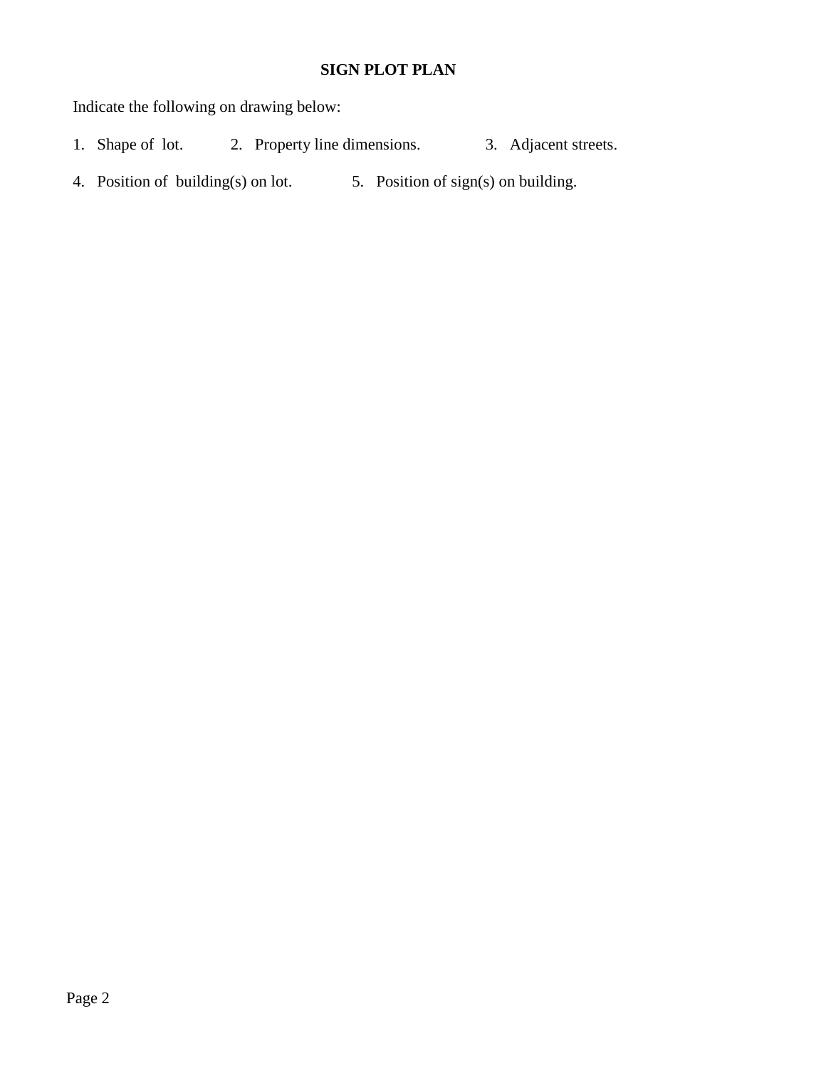# SIGN PLOT PLAN

Indicate the following on drawing below:

1. Shape of lot.
2. Property line dimensions.
3. Adjacent streets.
4. Position of building(s) on lot.
5. Position of sign(s) on building.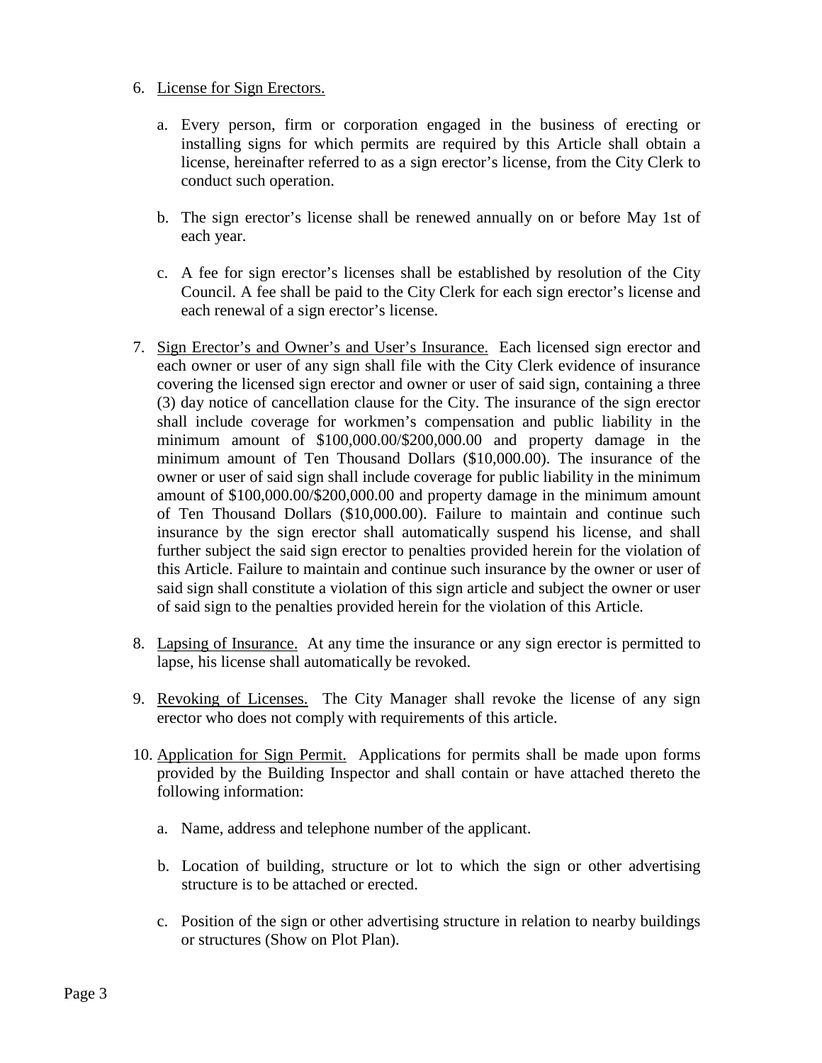6. <u>License for Sign Erectors.</u>

    a. Every person, firm or corporation engaged in the business of erecting or installing signs for which permits are required by this Article shall obtain a license, hereinafter referred to as a sign erector's license, from the City Clerk to conduct such operation.

    b. The sign erector's license shall be renewed annually on or before May 1st of each year.

    c. A fee for sign erector's licenses shall be established by resolution of the City Council. A fee shall be paid to the City Clerk for each sign erector's license and each renewal of a sign erector's license.

7. <u>Sign Erector's and Owner's and User's Insurance.</u> Each licensed sign erector and each owner or user of any sign shall file with the City Clerk evidence of insurance covering the licensed sign erector and owner or user of said sign, containing a three (3) day notice of cancellation clause for the City. The insurance of the sign erector shall include coverage for workmen's compensation and public liability in the minimum amount of $100,000.00/$200,000.00 and property damage in the minimum amount of Ten Thousand Dollars ($10,000.00). The insurance of the owner or user of said sign shall include coverage for public liability in the minimum amount of $100,000.00/$200,000.00 and property damage in the minimum amount of Ten Thousand Dollars ($10,000.00). Failure to maintain and continue such insurance by the sign erector shall automatically suspend his license, and shall further subject the said sign erector to penalties provided herein for the violation of this Article. Failure to maintain and continue such insurance by the owner or user of said sign shall constitute a violation of this sign article and subject the owner or user of said sign to the penalties provided herein for the violation of this Article.

8. <u>Lapsing of Insurance.</u> At any time the insurance or any sign erector is permitted to lapse, his license shall automatically be revoked.

9. <u>Revoking of Licenses.</u> The City Manager shall revoke the license of any sign erector who does not comply with requirements of this article.

10. <u>Application for Sign Permit.</u> Applications for permits shall be made upon forms provided by the Building Inspector and shall contain or have attached thereto the following information:

    a. Name, address and telephone number of the applicant.

    b. Location of building, structure or lot to which the sign or other advertising structure is to be attached or erected.

    c. Position of the sign or other advertising structure in relation to nearby buildings or structures (Show on Plot Plan).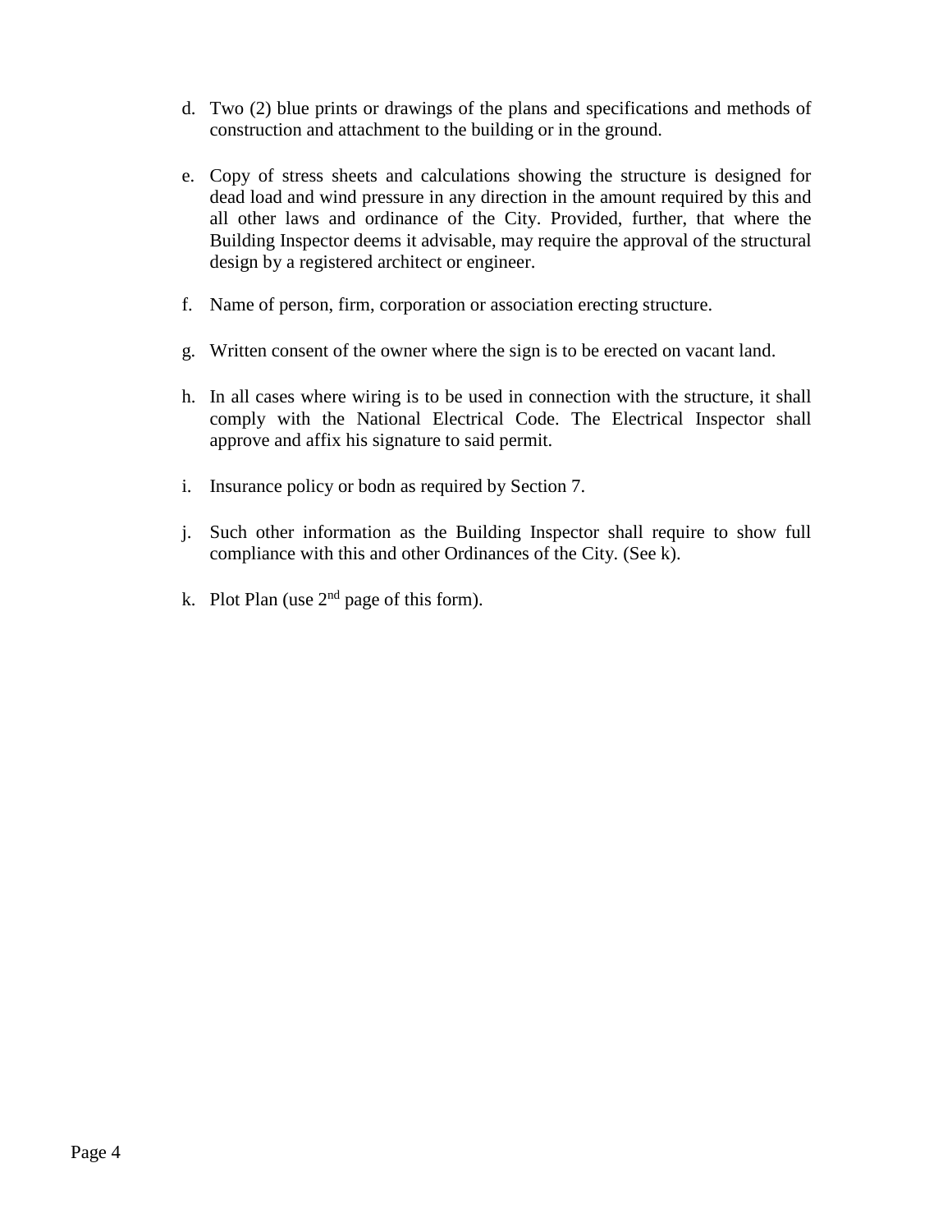d. Two (2) blue prints or drawings of the plans and specifications and methods of construction and attachment to the building or in the ground.

e. Copy of stress sheets and calculations showing the structure is designed for dead load and wind pressure in any direction in the amount required by this and all other laws and ordinance of the City. Provided, further, that where the Building Inspector deems it advisable, may require the approval of the structural design by a registered architect or engineer.

f. Name of person, firm, corporation or association erecting structure.

g. Written consent of the owner where the sign is to be erected on vacant land.

h. In all cases where wiring is to be used in connection with the structure, it shall comply with the National Electrical Code. The Electrical Inspector shall approve and affix his signature to said permit.

i. Insurance policy or bodn as required by Section 7.

j. Such other information as the Building Inspector shall require to show full compliance with this and other Ordinances of the City. (See k).

k. Plot Plan (use 2nd page of this form).